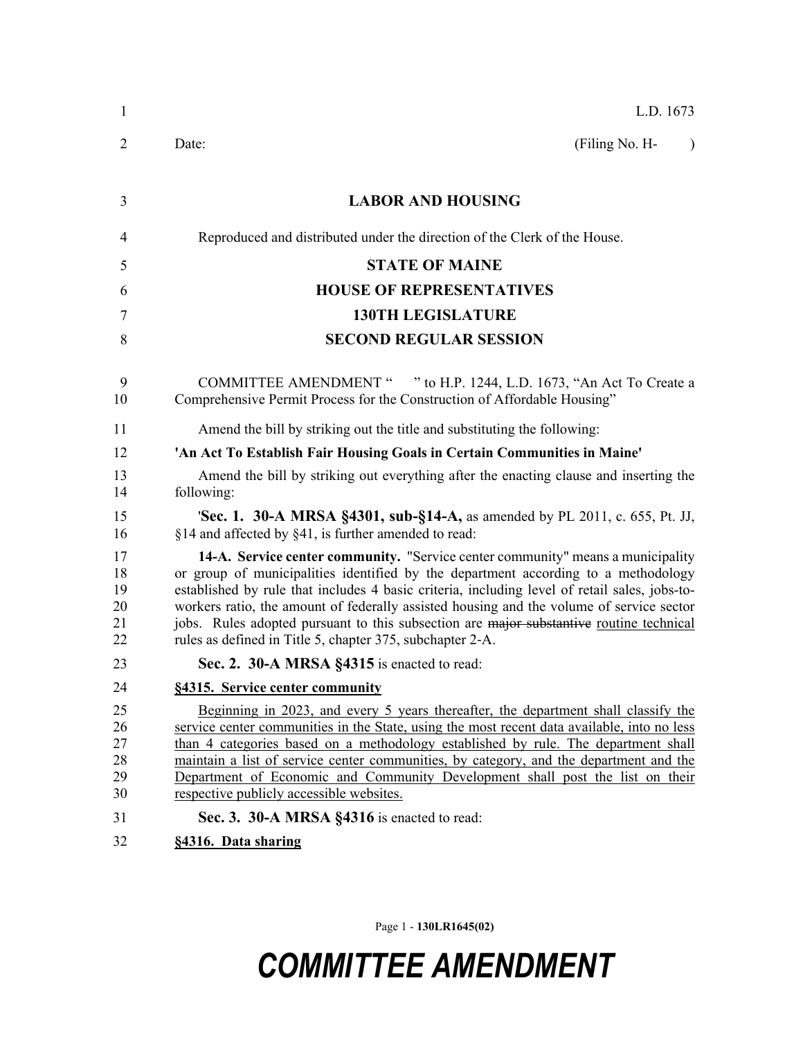L.D. 1673

Date: (Filing No. H- )

**LABOR AND HOUSING**

Reproduced and distributed under the direction of the Clerk of the House.

**STATE OF MAINE**

**HOUSE OF REPRESENTATIVES**

**130TH LEGISLATURE**

**SECOND REGULAR SESSION**

COMMITTEE AMENDMENT " " to H.P. 1244, L.D. 1673, "An Act To Create a Comprehensive Permit Process for the Construction of Affordable Housing"

Amend the bill by striking out the title and substituting the following:

**'An Act To Establish Fair Housing Goals in Certain Communities in Maine'**

Amend the bill by striking out everything after the enacting clause and inserting the following:

'**Sec. 1. 30-A MRSA §4301, sub-§14-A,** as amended by PL 2011, c. 655, Pt. JJ, §14 and affected by §41, is further amended to read:

**14-A. Service center community.** "Service center community" means a municipality or group of municipalities identified by the department according to a methodology established by rule that includes 4 basic criteria, including level of retail sales, jobs-to-workers ratio, the amount of federally assisted housing and the volume of service sector jobs. Rules adopted pursuant to this subsection are ~~major substantive~~ routine technical rules as defined in Title 5, chapter 375, subchapter 2-A.

**Sec. 2. 30-A MRSA §4315** is enacted to read:

**§4315. Service center community**

Beginning in 2023, and every 5 years thereafter, the department shall classify the service center communities in the State, using the most recent data available, into no less than 4 categories based on a methodology established by rule. The department shall maintain a list of service center communities, by category, and the department and the Department of Economic and Community Development shall post the list on their respective publicly accessible websites.

**Sec. 3. 30-A MRSA §4316** is enacted to read:

**§4316. Data sharing**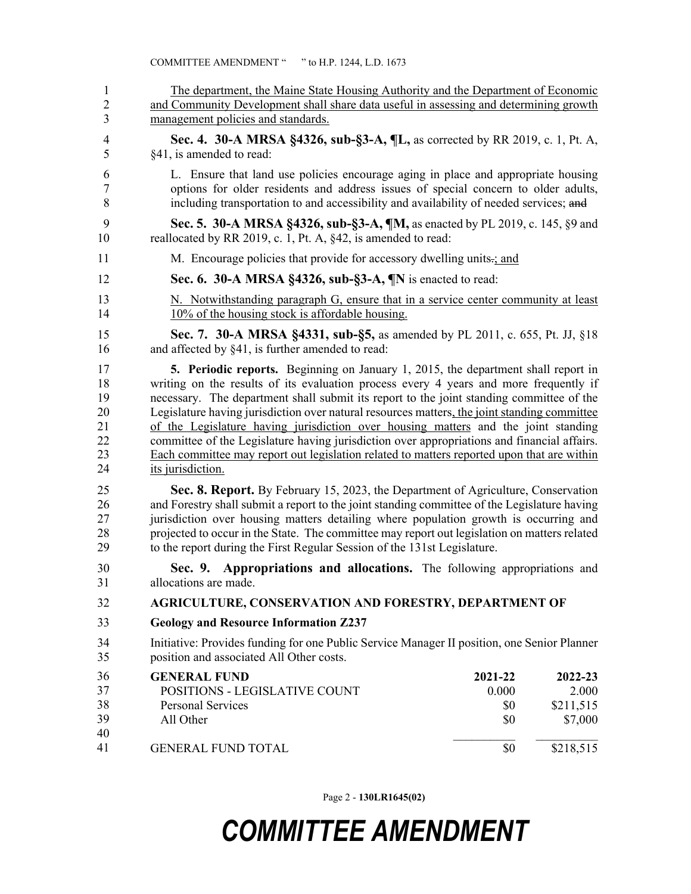The department, the Maine State Housing Authority and the Department of Economic and Community Development shall share data useful in assessing and determining growth management policies and standards.

**Sec. 4. 30-A MRSA §4326, sub-§3-A, ¶L,** as corrected by RR 2019, c. 1, Pt. A, §41, is amended to read:

L. Ensure that land use policies encourage aging in place and appropriate housing options for older residents and address issues of special concern to older adults, including transportation to and accessibility and availability of needed services; ~~and~~

**Sec. 5. 30-A MRSA §4326, sub-§3-A, ¶M,** as enacted by PL 2019, c. 145, §9 and reallocated by RR 2019, c. 1, Pt. A, §42, is amended to read:

M. Encourage policies that provide for accessory dwelling units~~.~~; and

**Sec. 6. 30-A MRSA §4326, sub-§3-A, ¶N** is enacted to read:

N. Notwithstanding paragraph G, ensure that in a service center community at least 10% of the housing stock is affordable housing.

**Sec. 7. 30-A MRSA §4331, sub-§5,** as amended by PL 2011, c. 655, Pt. JJ, §18 and affected by §41, is further amended to read:

**5. Periodic reports.** Beginning on January 1, 2015, the department shall report in writing on the results of its evaluation process every 4 years and more frequently if necessary. The department shall submit its report to the joint standing committee of the Legislature having jurisdiction over natural resources matters, the joint standing committee of the Legislature having jurisdiction over housing matters and the joint standing committee of the Legislature having jurisdiction over appropriations and financial affairs. Each committee may report out legislation related to matters reported upon that are within its jurisdiction.

**Sec. 8. Report.** By February 15, 2023, the Department of Agriculture, Conservation and Forestry shall submit a report to the joint standing committee of the Legislature having jurisdiction over housing matters detailing where population growth is occurring and projected to occur in the State. The committee may report out legislation on matters related to the report during the First Regular Session of the 131st Legislature.

**Sec. 9. Appropriations and allocations.** The following appropriations and allocations are made.

**AGRICULTURE, CONSERVATION AND FORESTRY, DEPARTMENT OF**

**Geology and Resource Information Z237**

Initiative: Provides funding for one Public Service Manager II position, one Senior Planner position and associated All Other costs.

| GENERAL FUND | 2021-22 | 2022-23 |
|---|---|---|
| POSITIONS - LEGISLATIVE COUNT | 0.000 | 2.000 |
| Personal Services | $0 | $211,515 |
| All Other | $0 | $7,000 |
| GENERAL FUND TOTAL | $0 | $218,515 |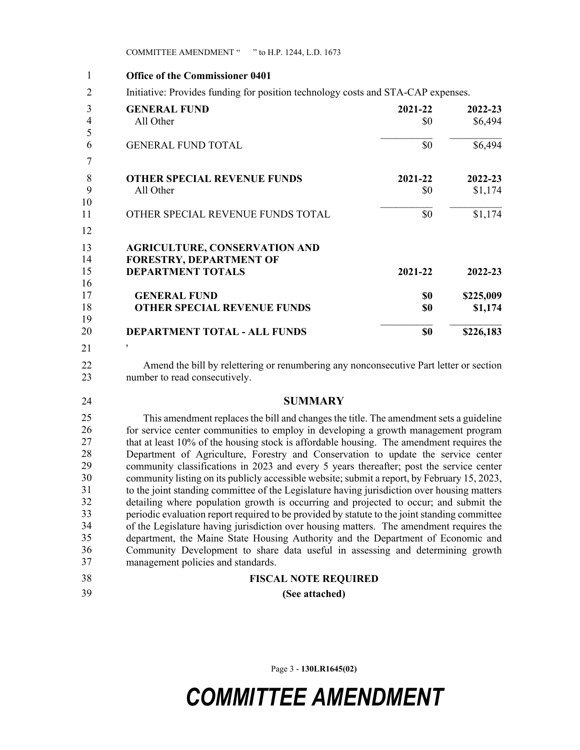**Office of the Commissioner 0401**

Initiative: Provides funding for position technology costs and STA-CAP expenses.

| GENERAL FUND | 2021-22 | 2022-23 |
|---|---|---|
| All Other | $0 | $6,494 |
| GENERAL FUND TOTAL | $0 | $6,494 |

| OTHER SPECIAL REVENUE FUNDS | 2021-22 | 2022-23 |
|---|---|---|
| All Other | $0 | $1,174 |
| OTHER SPECIAL REVENUE FUNDS TOTAL | $0 | $1,174 |

| AGRICULTURE, CONSERVATION AND FORESTRY, DEPARTMENT OF DEPARTMENT TOTALS | 2021-22 | 2022-23 |
|---|---|---|
| **GENERAL FUND** | **$0** | **$225,009** |
| **OTHER SPECIAL REVENUE FUNDS** | **$0** | **$1,174** |
| **DEPARTMENT TOTAL - ALL FUNDS** | **$0** | **$226,183** |

'

Amend the bill by relettering or renumbering any nonconsecutive Part letter or section number to read consecutively.

## SUMMARY

This amendment replaces the bill and changes the title. The amendment sets a guideline for service center communities to employ in developing a growth management program that at least 10% of the housing stock is affordable housing. The amendment requires the Department of Agriculture, Forestry and Conservation to update the service center community classifications in 2023 and every 5 years thereafter; post the service center community listing on its publicly accessible website; submit a report, by February 15, 2023, to the joint standing committee of the Legislature having jurisdiction over housing matters detailing where population growth is occurring and projected to occur; and submit the periodic evaluation report required to be provided by statute to the joint standing committee of the Legislature having jurisdiction over housing matters. The amendment requires the department, the Maine State Housing Authority and the Department of Economic and Community Development to share data useful in assessing and determining growth management policies and standards.

**FISCAL NOTE REQUIRED**

**(See attached)**